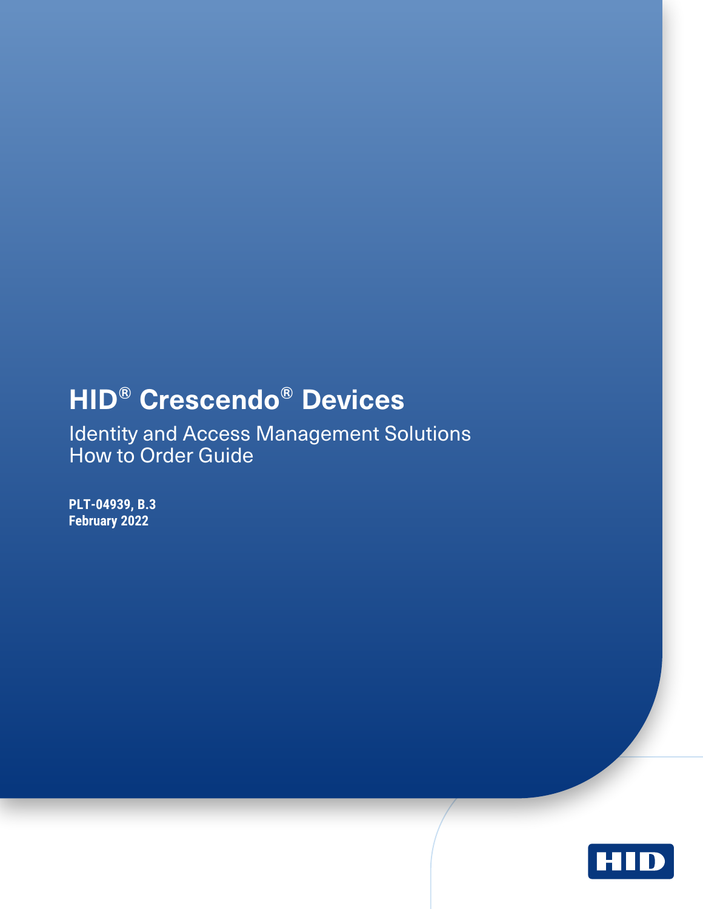# HID® Crescendo® Devices

## Identity and Access Management Solutions
## How to Order Guide

**PLT-04939, B.3**
**February 2022**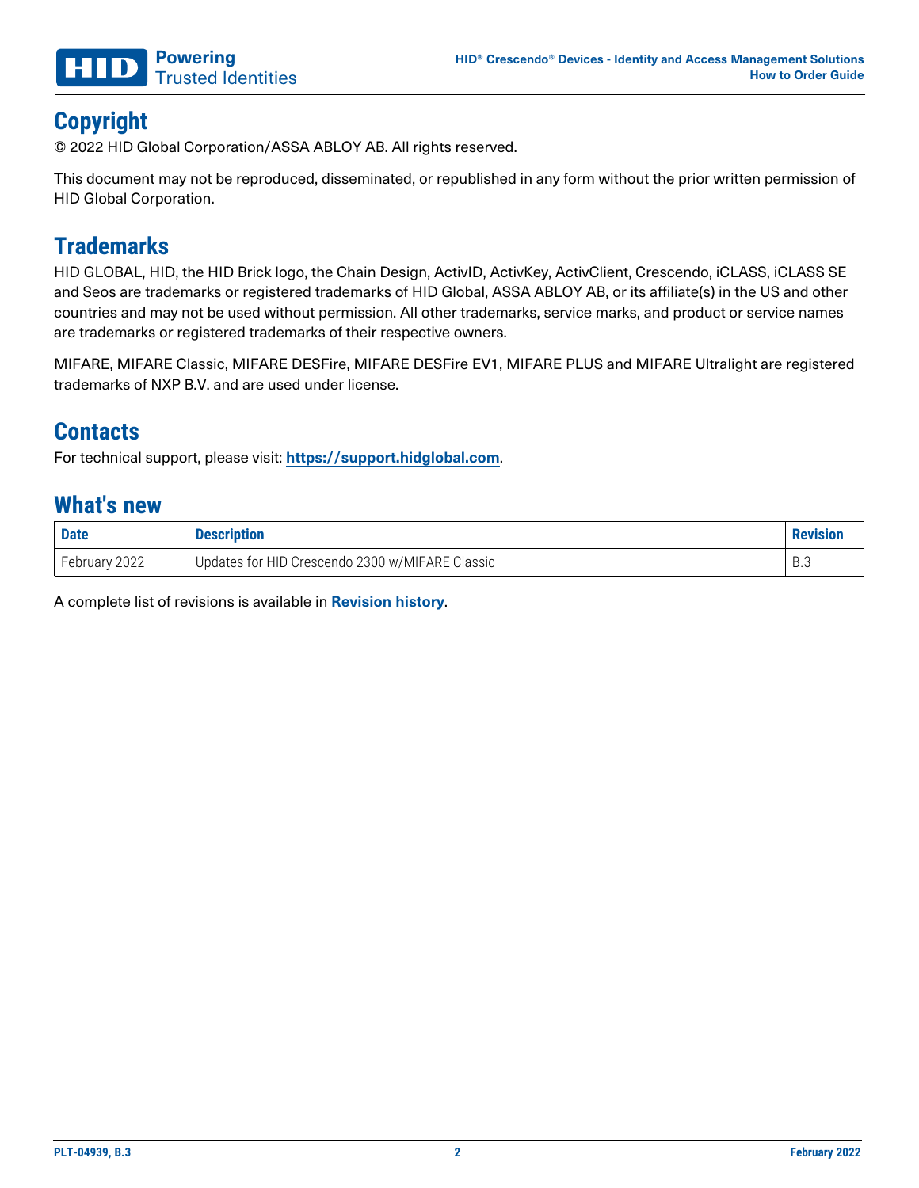## Copyright

© 2022 HID Global Corporation/ASSA ABLOY AB. All rights reserved.

This document may not be reproduced, disseminated, or republished in any form without the prior written permission of HID Global Corporation.

## Trademarks

HID GLOBAL, HID, the HID Brick logo, the Chain Design, ActivID, ActivKey, ActivClient, Crescendo, iCLASS, iCLASS SE and Seos are trademarks or registered trademarks of HID Global, ASSA ABLOY AB, or its affiliate(s) in the US and other countries and may not be used without permission. All other trademarks, service marks, and product or service names are trademarks or registered trademarks of their respective owners.

MIFARE, MIFARE Classic, MIFARE DESFire, MIFARE DESFire EV1, MIFARE PLUS and MIFARE Ultralight are registered trademarks of NXP B.V. and are used under license.

## Contacts

For technical support, please visit: **https://support.hidglobal.com**.

## What's new

| Date | Description | Revision |
|---|---|---|
| February 2022 | Updates for HID Crescendo 2300 w/MIFARE Classic | B.3 |

A complete list of revisions is available in **Revision history**.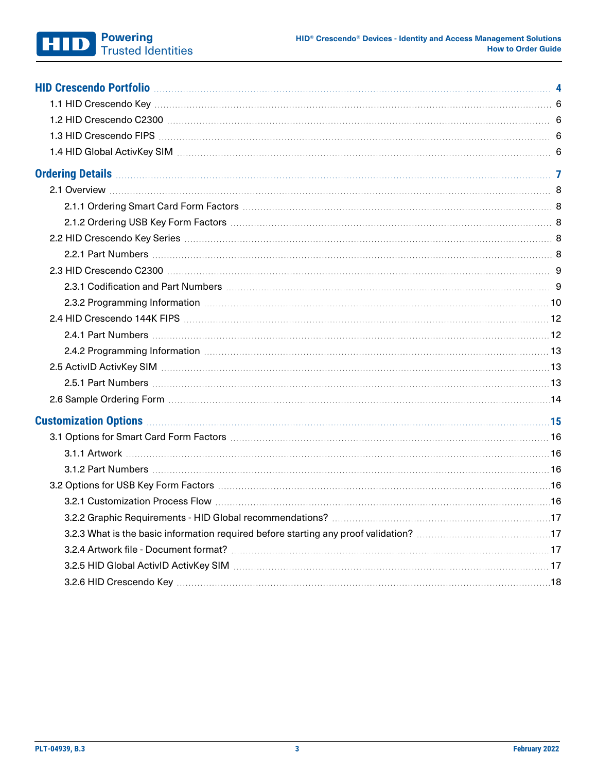| | |
|---|---|
| **HID Crescendo Portfolio** | **4** |
| 1.1 HID Crescendo Key | 6 |
| 1.2 HID Crescendo C2300 | 6 |
| 1.3 HID Crescendo FIPS | 6 |
| 1.4 HID Global ActivKey SIM | 6 |
| **Ordering Details** | **7** |
| 2.1 Overview | 8 |
| 2.1.1 Ordering Smart Card Form Factors | 8 |
| 2.1.2 Ordering USB Key Form Factors | 8 |
| 2.2 HID Crescendo Key Series | 8 |
| 2.2.1 Part Numbers | 8 |
| 2.3 HID Crescendo C2300 | 9 |
| 2.3.1 Codification and Part Numbers | 9 |
| 2.3.2 Programming Information | 10 |
| 2.4 HID Crescendo 144K FIPS | 12 |
| 2.4.1 Part Numbers | 12 |
| 2.4.2 Programming Information | 13 |
| 2.5 ActivID ActivKey SIM | 13 |
| 2.5.1 Part Numbers | 13 |
| 2.6 Sample Ordering Form | 14 |
| **Customization Options** | **15** |
| 3.1 Options for Smart Card Form Factors | 16 |
| 3.1.1 Artwork | 16 |
| 3.1.2 Part Numbers | 16 |
| 3.2 Options for USB Key Form Factors | 16 |
| 3.2.1 Customization Process Flow | 16 |
| 3.2.2 Graphic Requirements - HID Global recommendations? | 17 |
| 3.2.3 What is the basic information required before starting any proof validation? | 17 |
| 3.2.4 Artwork file - Document format? | 17 |
| 3.2.5 HID Global ActivID ActivKey SIM | 17 |
| 3.2.6 HID Crescendo Key | 18 |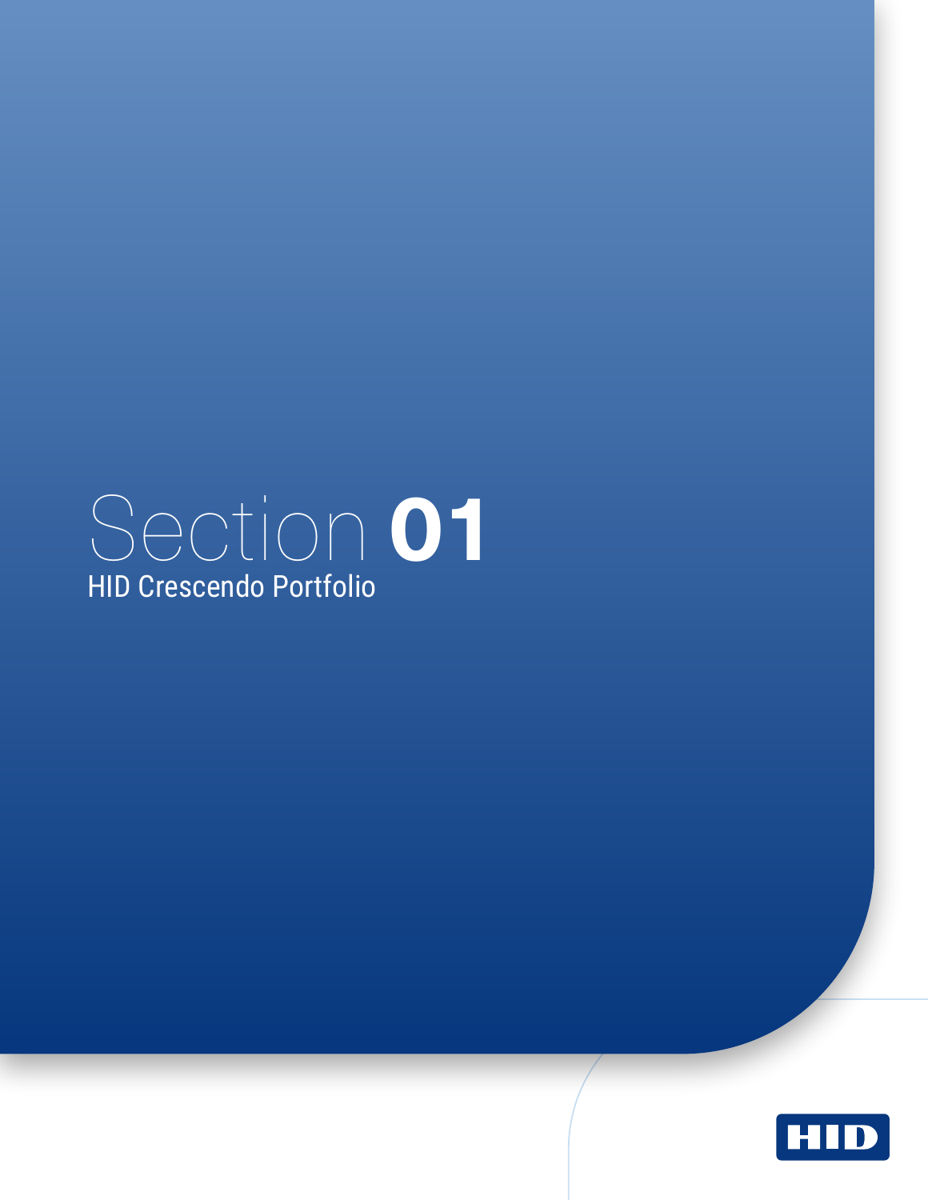# Section 01

HID Crescendo Portfolio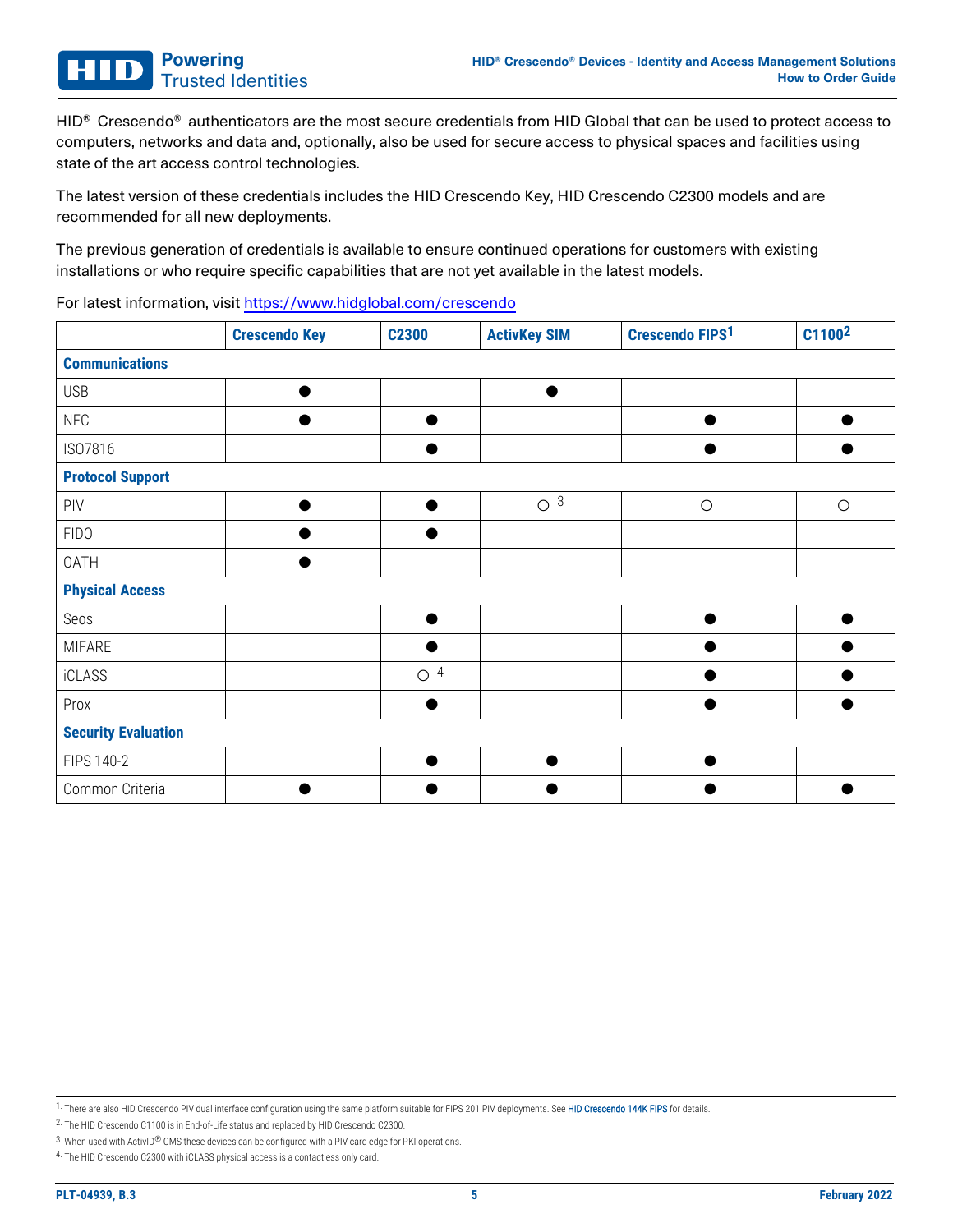HID® Crescendo® authenticators are the most secure credentials from HID Global that can be used to protect access to computers, networks and data and, optionally, also be used for secure access to physical spaces and facilities using state of the art access control technologies.

The latest version of these credentials includes the HID Crescendo Key, HID Crescendo C2300 models and are recommended for all new deployments.

The previous generation of credentials is available to ensure continued operations for customers with existing installations or who require specific capabilities that are not yet available in the latest models.

For latest information, visit https://www.hidglobal.com/crescendo

| | Crescendo Key | C2300 | ActivKey SIM | Crescendo FIPS[1] | C1100[2] |
|---|---|---|---|---|---|
| **Communications** | | | | | |
| USB | ● | | ● | | |
| NFC | ● | ● | | ● | ● |
| ISO7816 | | ● | | ● | ● |
| **Protocol Support** | | | | | |
| PIV | ● | ● | ○ [3] | ○ | ○ |
| FIDO | ● | ● | | | |
| OATH | ● | | | | |
| **Physical Access** | | | | | |
| Seos | | ● | | ● | ● |
| MIFARE | | ● | | ● | ● |
| iCLASS | | ○ [4] | | ● | ● |
| Prox | | ● | | ● | ● |
| **Security Evaluation** | | | | | |
| FIPS 140-2 | | ● | ● | ● | |
| Common Criteria | ● | ● | ● | ● | ● |

1. There are also HID Crescendo PIV dual interface configuration using the same platform suitable for FIPS 201 PIV deployments. See HID Crescendo 144K FIPS for details.

2. The HID Crescendo C1100 is in End-of-Life status and replaced by HID Crescendo C2300.

3. When used with ActivID® CMS these devices can be configured with a PIV card edge for PKI operations.

4. The HID Crescendo C2300 with iCLASS physical access is a contactless only card.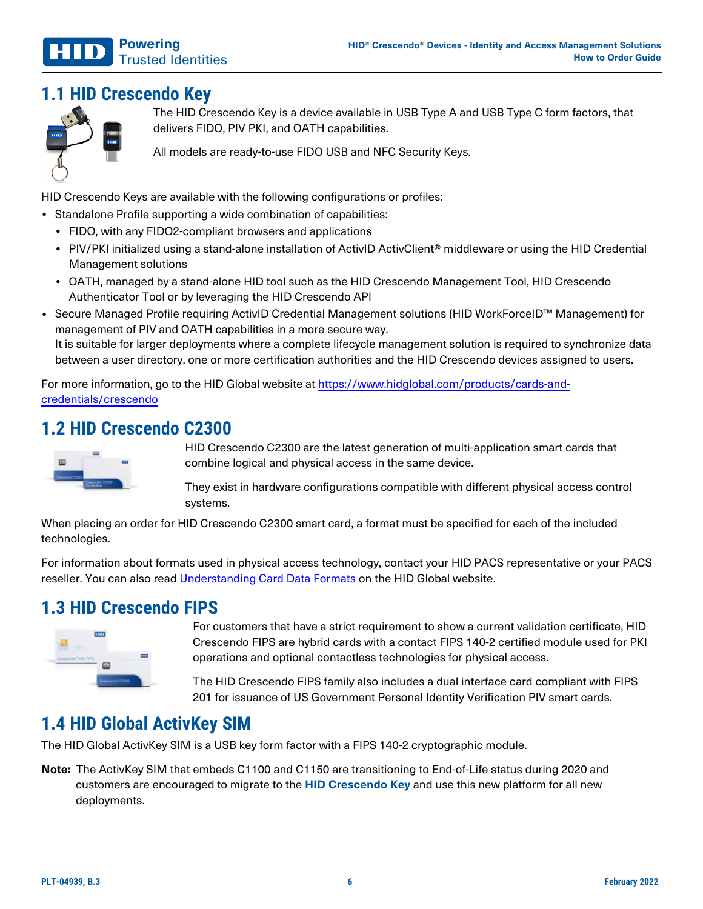## 1.1 HID Crescendo Key

The HID Crescendo Key is a device available in USB Type A and USB Type C form factors, that delivers FIDO, PIV PKI, and OATH capabilities.

All models are ready-to-use FIDO USB and NFC Security Keys.

HID Crescendo Keys are available with the following configurations or profiles:

- Standalone Profile supporting a wide combination of capabilities:
  - FIDO, with any FIDO2-compliant browsers and applications
  - PIV/PKI initialized using a stand-alone installation of ActivID ActivClient® middleware or using the HID Credential Management solutions
  - OATH, managed by a stand-alone HID tool such as the HID Crescendo Management Tool, HID Crescendo Authenticator Tool or by leveraging the HID Crescendo API
- Secure Managed Profile requiring ActivID Credential Management solutions (HID WorkForceID™ Management) for management of PIV and OATH capabilities in a more secure way.
  It is suitable for larger deployments where a complete lifecycle management solution is required to synchronize data between a user directory, one or more certification authorities and the HID Crescendo devices assigned to users.

For more information, go to the HID Global website at https://www.hidglobal.com/products/cards-and-credentials/crescendo

## 1.2 HID Crescendo C2300

HID Crescendo C2300 are the latest generation of multi-application smart cards that combine logical and physical access in the same device.

They exist in hardware configurations compatible with different physical access control systems.

When placing an order for HID Crescendo C2300 smart card, a format must be specified for each of the included technologies.

For information about formats used in physical access technology, contact your HID PACS representative or your PACS reseller. You can also read Understanding Card Data Formats on the HID Global website.

## 1.3 HID Crescendo FIPS

For customers that have a strict requirement to show a current validation certificate, HID Crescendo FIPS are hybrid cards with a contact FIPS 140-2 certified module used for PKI operations and optional contactless technologies for physical access.

The HID Crescendo FIPS family also includes a dual interface card compliant with FIPS 201 for issuance of US Government Personal Identity Verification PIV smart cards.

## 1.4 HID Global ActivKey SIM

The HID Global ActivKey SIM is a USB key form factor with a FIPS 140-2 cryptographic module.

**Note:** The ActivKey SIM that embeds C1100 and C1150 are transitioning to End-of-Life status during 2020 and customers are encouraged to migrate to the **HID Crescendo Key** and use this new platform for all new deployments.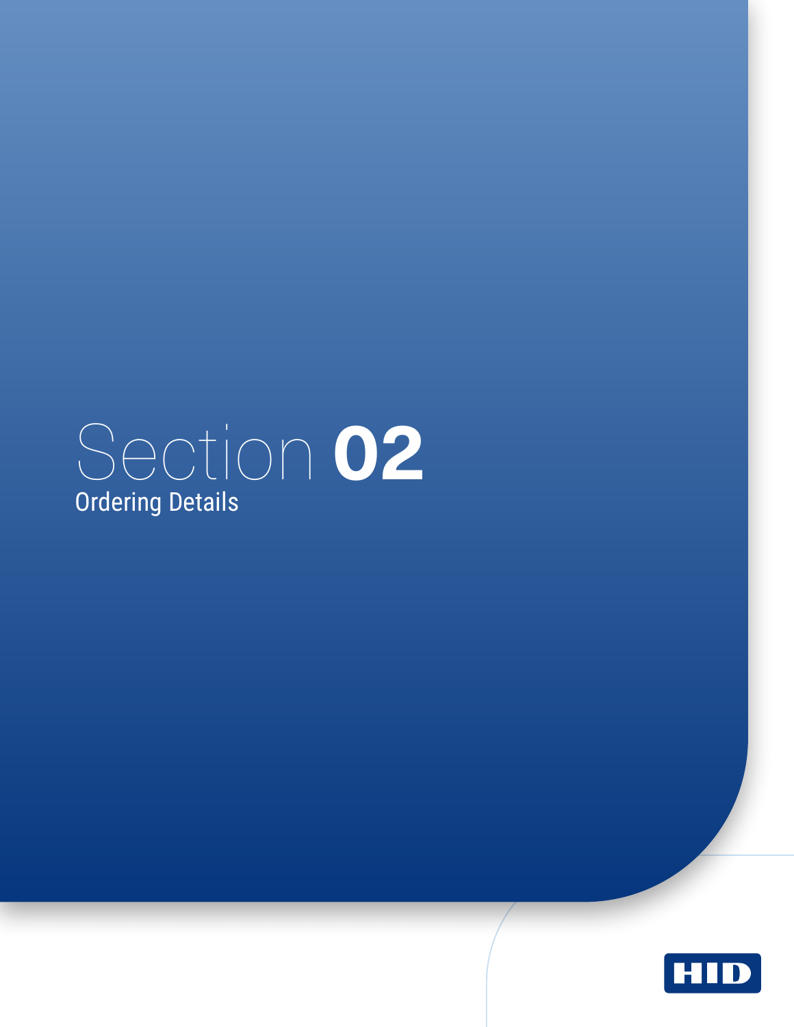# Section 02

## Ordering Details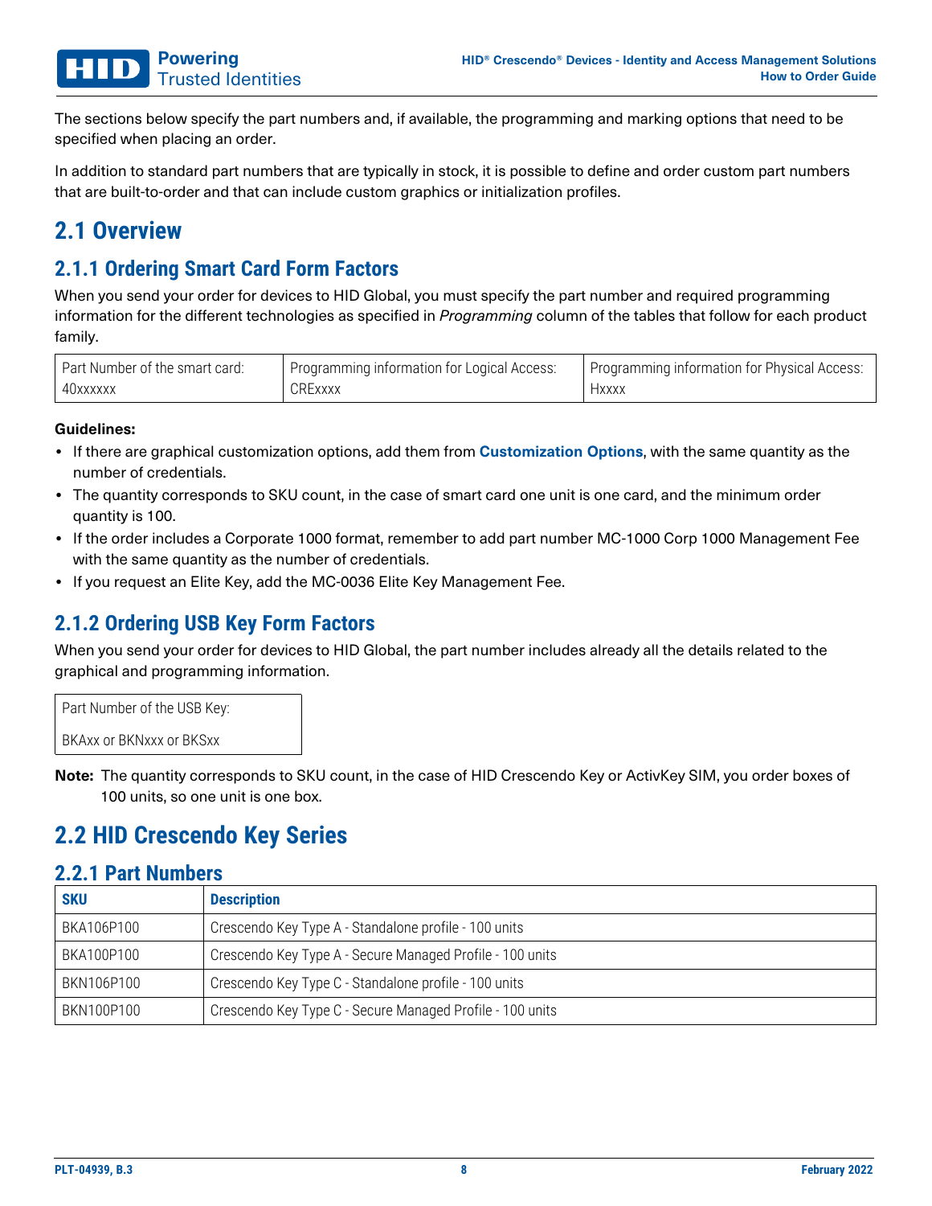The sections below specify the part numbers and, if available, the programming and marking options that need to be specified when placing an order.

In addition to standard part numbers that are typically in stock, it is possible to define and order custom part numbers that are built-to-order and that can include custom graphics or initialization profiles.

## 2.1 Overview

### 2.1.1 Ordering Smart Card Form Factors

When you send your order for devices to HID Global, you must specify the part number and required programming information for the different technologies as specified in *Programming* column of the tables that follow for each product family.

| Part Number of the smart card: 40xxxxxx | Programming information for Logical Access: CRExxxx | Programming information for Physical Access: Hxxxx |
|---|---|---|

**Guidelines:**

- If there are graphical customization options, add them from **Customization Options**, with the same quantity as the number of credentials.
- The quantity corresponds to SKU count, in the case of smart card one unit is one card, and the minimum order quantity is 100.
- If the order includes a Corporate 1000 format, remember to add part number MC-1000 Corp 1000 Management Fee with the same quantity as the number of credentials.
- If you request an Elite Key, add the MC-0036 Elite Key Management Fee.

### 2.1.2 Ordering USB Key Form Factors

When you send your order for devices to HID Global, the part number includes already all the details related to the graphical and programming information.

| Part Number of the USB Key: |
|---|
| BKAxx or BKNxxx or BKSxx |

**Note:** The quantity corresponds to SKU count, in the case of HID Crescendo Key or ActivKey SIM, you order boxes of 100 units, so one unit is one box.

## 2.2 HID Crescendo Key Series

### 2.2.1 Part Numbers

| SKU | Description |
|---|---|
| BKA106P100 | Crescendo Key Type A - Standalone profile - 100 units |
| BKA100P100 | Crescendo Key Type A - Secure Managed Profile - 100 units |
| BKN106P100 | Crescendo Key Type C - Standalone profile - 100 units |
| BKN100P100 | Crescendo Key Type C - Secure Managed Profile - 100 units |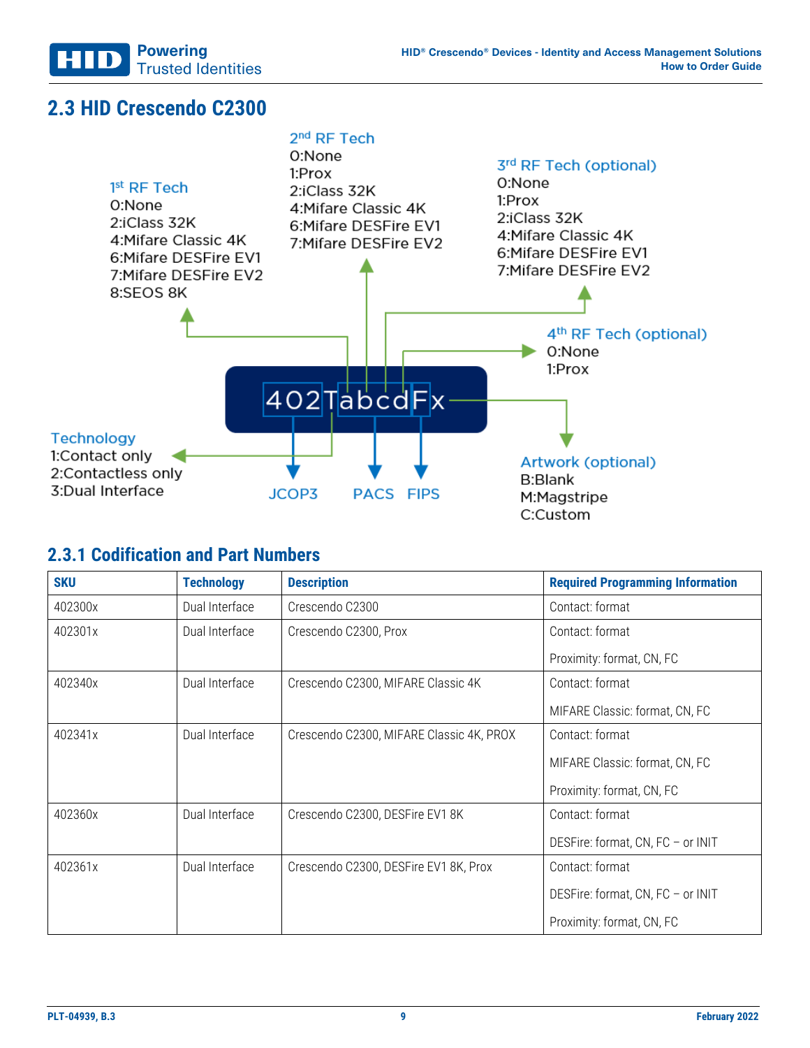## 2.3 HID Crescendo C2300

**1st RF Tech**
0:None
2:iClass 32K
4:Mifare Classic 4K
6:Mifare DESFire EV1
7:Mifare DESFire EV2
8:SEOS 8K

**2nd RF Tech**
0:None
1:Prox
2:iClass 32K
4:Mifare Classic 4K
6:Mifare DESFire EV1
7:Mifare DESFire EV2

**3rd RF Tech (optional)**
0:None
1:Prox
2:iClass 32K
4:Mifare Classic 4K
6:Mifare DESFire EV1
7:Mifare DESFire EV2

**4th RF Tech (optional)**
0:None
1:Prox

402TabcdFx

**Technology**
1:Contact only
2:Contactless only
3:Dual Interface

JCOP3

PACS

FIPS

**Artwork (optional)**
B:Blank
M:Magstripe
C:Custom

### 2.3.1 Codification and Part Numbers

| SKU | Technology | Description | Required Programming Information |
|---|---|---|---|
| 402300x | Dual Interface | Crescendo C2300 | Contact: format |
| 402301x | Dual Interface | Crescendo C2300, Prox | Contact: format<br>Proximity: format, CN, FC |
| 402340x | Dual Interface | Crescendo C2300, MIFARE Classic 4K | Contact: format<br>MIFARE Classic: format, CN, FC |
| 402341x | Dual Interface | Crescendo C2300, MIFARE Classic 4K, PROX | Contact: format<br>MIFARE Classic: format, CN, FC<br>Proximity: format, CN, FC |
| 402360x | Dual Interface | Crescendo C2300, DESFire EV1 8K | Contact: format<br>DESFire: format, CN, FC – or INIT |
| 402361x | Dual Interface | Crescendo C2300, DESFire EV1 8K, Prox | Contact: format<br>DESFire: format, CN, FC – or INIT<br>Proximity: format, CN, FC |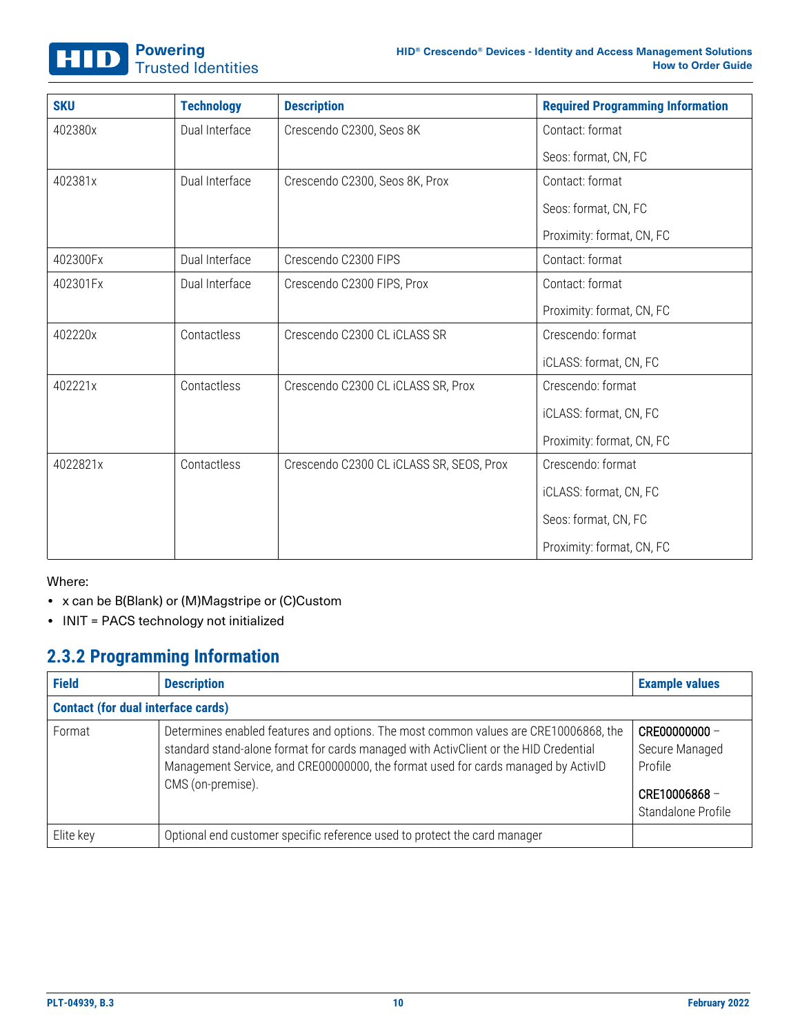| SKU | Technology | Description | Required Programming Information |
| --- | --- | --- | --- |
| 402380x | Dual Interface | Crescendo C2300, Seos 8K | Contact: format<br>Seos: format, CN, FC |
| 402381x | Dual Interface | Crescendo C2300, Seos 8K, Prox | Contact: format<br>Seos: format, CN, FC<br>Proximity: format, CN, FC |
| 402300Fx | Dual Interface | Crescendo C2300 FIPS | Contact: format |
| 402301Fx | Dual Interface | Crescendo C2300 FIPS, Prox | Contact: format<br>Proximity: format, CN, FC |
| 402220x | Contactless | Crescendo C2300 CL iCLASS SR | Crescendo: format<br>iCLASS: format, CN, FC |
| 402221x | Contactless | Crescendo C2300 CL iCLASS SR, Prox | Crescendo: format<br>iCLASS: format, CN, FC<br>Proximity: format, CN, FC |
| 4022821x | Contactless | Crescendo C2300 CL iCLASS SR, SEOS, Prox | Crescendo: format<br>iCLASS: format, CN, FC<br>Seos: format, CN, FC<br>Proximity: format, CN, FC |

Where:

- x can be B(Blank) or (M)Magstripe or (C)Custom
- INIT = PACS technology not initialized

## 2.3.2 Programming Information

| Field | Description | Example values |
| --- | --- | --- |
| **Contact (for dual interface cards)** | | |
| Format | Determines enabled features and options. The most common values are CRE10006868, the standard stand-alone format for cards managed with ActivClient or the HID Credential Management Service, and CRE00000000, the format used for cards managed by ActivID CMS (on-premise). | CRE00000000 – Secure Managed Profile<br>CRE10006868 – Standalone Profile |
| Elite key | Optional end customer specific reference used to protect the card manager | |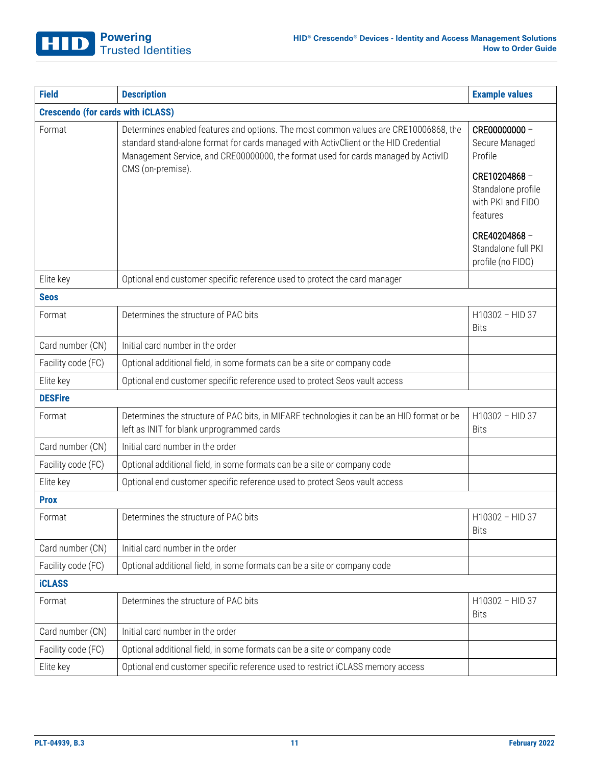| Field | Description | Example values |
|---|---|---|
| **Crescendo (for cards with iCLASS)** | | |
| Format | Determines enabled features and options. The most common values are CRE10006868, the standard stand-alone format for cards managed with ActivClient or the HID Credential Management Service, and CRE00000000, the format used for cards managed by ActivID CMS (on-premise). | CRE00000000 – Secure Managed Profile<br>CRE10204868 – Standalone profile with PKI and FIDO features<br>CRE40204868 – Standalone full PKI profile (no FIDO) |
| Elite key | Optional end customer specific reference used to protect the card manager | |
| **Seos** | | |
| Format | Determines the structure of PAC bits | H10302 – HID 37 Bits |
| Card number (CN) | Initial card number in the order | |
| Facility code (FC) | Optional additional field, in some formats can be a site or company code | |
| Elite key | Optional end customer specific reference used to protect Seos vault access | |
| **DESFire** | | |
| Format | Determines the structure of PAC bits, in MIFARE technologies it can be an HID format or be left as INIT for blank unprogrammed cards | H10302 – HID 37 Bits |
| Card number (CN) | Initial card number in the order | |
| Facility code (FC) | Optional additional field, in some formats can be a site or company code | |
| Elite key | Optional end customer specific reference used to protect Seos vault access | |
| **Prox** | | |
| Format | Determines the structure of PAC bits | H10302 – HID 37 Bits |
| Card number (CN) | Initial card number in the order | |
| Facility code (FC) | Optional additional field, in some formats can be a site or company code | |
| **iCLASS** | | |
| Format | Determines the structure of PAC bits | H10302 – HID 37 Bits |
| Card number (CN) | Initial card number in the order | |
| Facility code (FC) | Optional additional field, in some formats can be a site or company code | |
| Elite key | Optional end customer specific reference used to restrict iCLASS memory access | |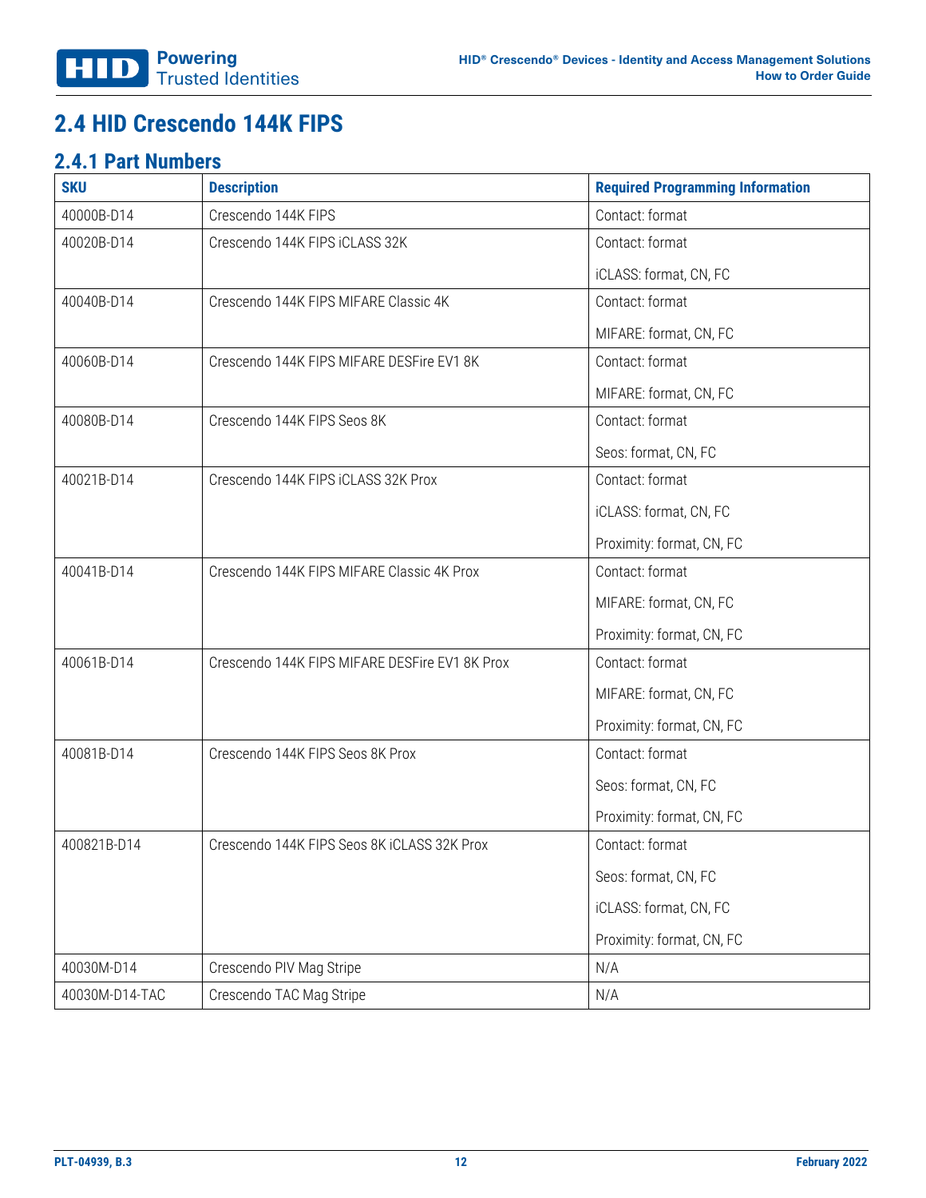## 2.4 HID Crescendo 144K FIPS

### 2.4.1 Part Numbers

| SKU | Description | Required Programming Information |
|---|---|---|
| 40000B-D14 | Crescendo 144K FIPS | Contact: format |
| 40020B-D14 | Crescendo 144K FIPS iCLASS 32K | Contact: format<br>iCLASS: format, CN, FC |
| 40040B-D14 | Crescendo 144K FIPS MIFARE Classic 4K | Contact: format<br>MIFARE: format, CN, FC |
| 40060B-D14 | Crescendo 144K FIPS MIFARE DESFire EV1 8K | Contact: format<br>MIFARE: format, CN, FC |
| 40080B-D14 | Crescendo 144K FIPS Seos 8K | Contact: format<br>Seos: format, CN, FC |
| 40021B-D14 | Crescendo 144K FIPS iCLASS 32K Prox | Contact: format<br>iCLASS: format, CN, FC<br>Proximity: format, CN, FC |
| 40041B-D14 | Crescendo 144K FIPS MIFARE Classic 4K Prox | Contact: format<br>MIFARE: format, CN, FC<br>Proximity: format, CN, FC |
| 40061B-D14 | Crescendo 144K FIPS MIFARE DESFire EV1 8K Prox | Contact: format<br>MIFARE: format, CN, FC<br>Proximity: format, CN, FC |
| 40081B-D14 | Crescendo 144K FIPS Seos 8K Prox | Contact: format<br>Seos: format, CN, FC<br>Proximity: format, CN, FC |
| 400821B-D14 | Crescendo 144K FIPS Seos 8K iCLASS 32K Prox | Contact: format<br>Seos: format, CN, FC<br>iCLASS: format, CN, FC<br>Proximity: format, CN, FC |
| 40030M-D14 | Crescendo PIV Mag Stripe | N/A |
| 40030M-D14-TAC | Crescendo TAC Mag Stripe | N/A |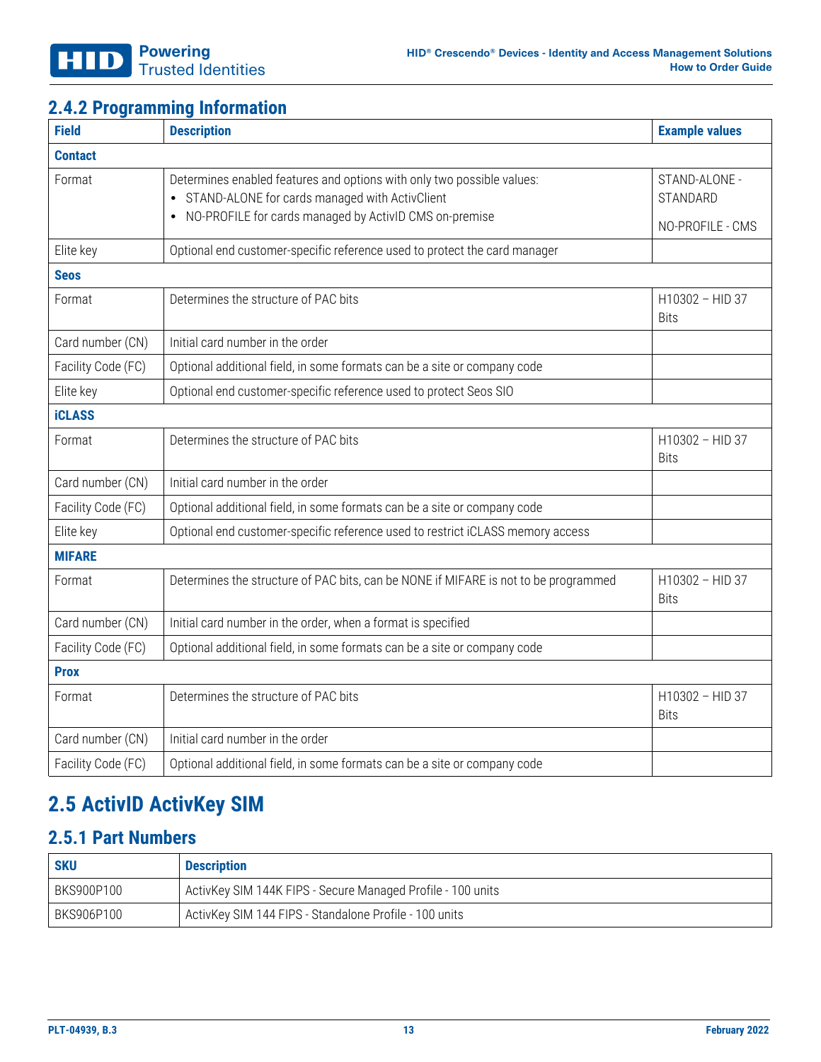### 2.4.2 Programming Information

| Field | Description | Example values |
|---|---|---|
| **Contact** | | |
| Format | Determines enabled features and options with only two possible values:<br>• STAND-ALONE for cards managed with ActivClient<br>• NO-PROFILE for cards managed by ActivID CMS on-premise | STAND-ALONE - STANDARD<br><br>NO-PROFILE - CMS |
| Elite key | Optional end customer-specific reference used to protect the card manager | |
| **Seos** | | |
| Format | Determines the structure of PAC bits | H10302 – HID 37 Bits |
| Card number (CN) | Initial card number in the order | |
| Facility Code (FC) | Optional additional field, in some formats can be a site or company code | |
| Elite key | Optional end customer-specific reference used to protect Seos SIO | |
| **iCLASS** | | |
| Format | Determines the structure of PAC bits | H10302 – HID 37 Bits |
| Card number (CN) | Initial card number in the order | |
| Facility Code (FC) | Optional additional field, in some formats can be a site or company code | |
| Elite key | Optional end customer-specific reference used to restrict iCLASS memory access | |
| **MIFARE** | | |
| Format | Determines the structure of PAC bits, can be NONE if MIFARE is not to be programmed | H10302 – HID 37 Bits |
| Card number (CN) | Initial card number in the order, when a format is specified | |
| Facility Code (FC) | Optional additional field, in some formats can be a site or company code | |
| **Prox** | | |
| Format | Determines the structure of PAC bits | H10302 – HID 37 Bits |
| Card number (CN) | Initial card number in the order | |
| Facility Code (FC) | Optional additional field, in some formats can be a site or company code | |

## 2.5 ActivID ActivKey SIM

### 2.5.1 Part Numbers

| SKU | Description |
|---|---|
| BKS900P100 | ActivKey SIM 144K FIPS - Secure Managed Profile - 100 units |
| BKS906P100 | ActivKey SIM 144 FIPS - Standalone Profile - 100 units |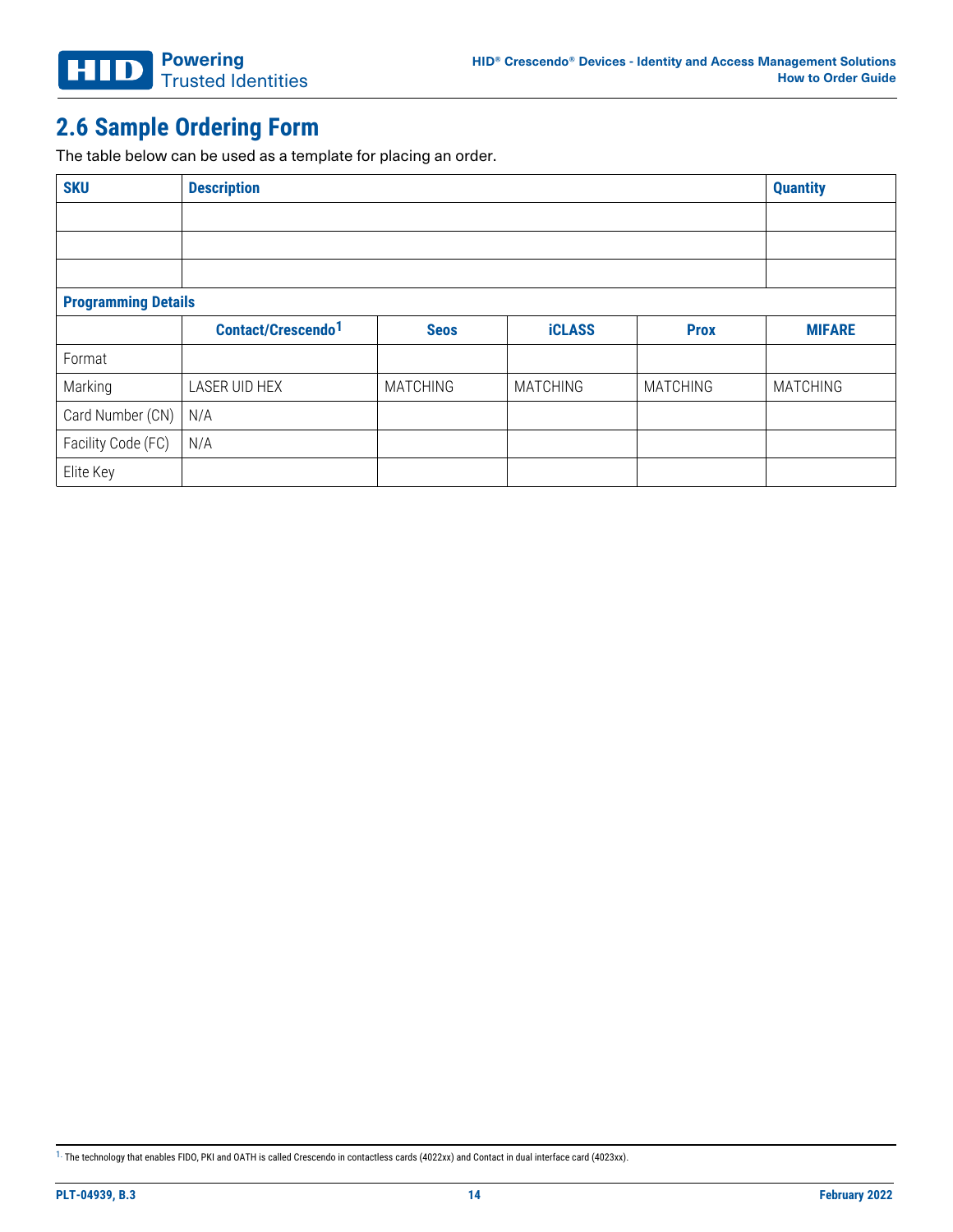## 2.6 Sample Ordering Form

The table below can be used as a template for placing an order.

| SKU | Description | | | | Quantity |
|---|---|---|---|---|---|
| | | | | | |
| | | | | | |
| | | | | | |
| **Programming Details** | | | | | |
| | **Contact/Crescendo**[1] | **Seos** | **iCLASS** | **Prox** | **MIFARE** |
| Format | | | | | |
| Marking | LASER UID HEX | MATCHING | MATCHING | MATCHING | MATCHING |
| Card Number (CN) | N/A | | | | |
| Facility Code (FC) | N/A | | | | |
| Elite Key | | | | | |

[1] The technology that enables FIDO, PKI and OATH is called Crescendo in contactless cards (4022xx) and Contact in dual interface card (4023xx).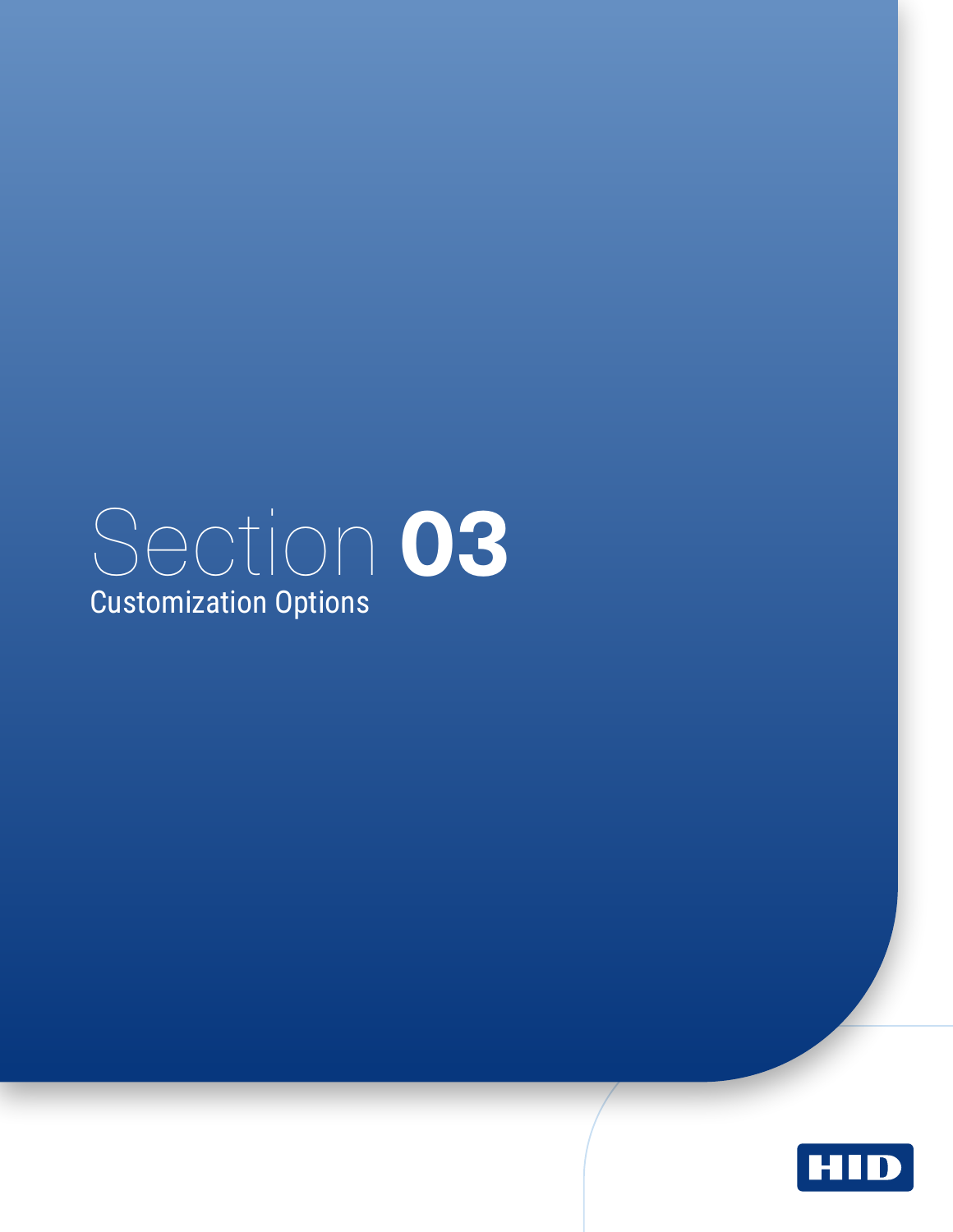# Section 03

## Customization Options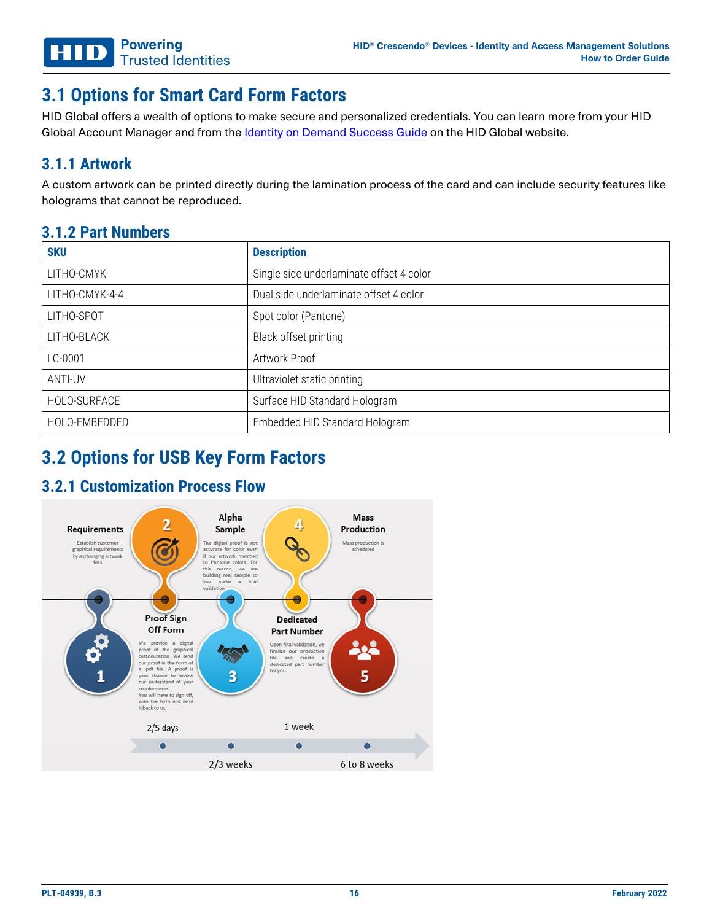## 3.1 Options for Smart Card Form Factors

HID Global offers a wealth of options to make secure and personalized credentials. You can learn more from your HID Global Account Manager and from the Identity on Demand Success Guide on the HID Global website.

### 3.1.1 Artwork

A custom artwork can be printed directly during the lamination process of the card and can include security features like holograms that cannot be reproduced.

### 3.1.2 Part Numbers

| SKU | Description |
|---|---|
| LITHO-CMYK | Single side underlaminate offset 4 color |
| LITHO-CMYK-4-4 | Dual side underlaminate offset 4 color |
| LITHO-SPOT | Spot color (Pantone) |
| LITHO-BLACK | Black offset printing |
| LC-0001 | Artwork Proof |
| ANTI-UV | Ultraviolet static printing |
| HOLO-SURFACE | Surface HID Standard Hologram |
| HOLO-EMBEDDED | Embedded HID Standard Hologram |

## 3.2 Options for USB Key Form Factors

### 3.2.1 Customization Process Flow

**1 Requirements**
Establish customer graphical requirements by exchanging artwork files

**2 Proof Sign Off Form**
We provide a digital proof of the graphical customization. We send our proof in the form of a .pdf file. A proof is your chance to review our understand of your requirements.
You will have to sign off, scan the form and send it back to us.

**3 Alpha Sample**
The digital proof is not accurate for color even if our artwork matched to Pantone colors. For this reason, we are building real sample so you make a final validation

**4 Dedicated Part Number**
Upon final validation, we finalize our production file and create a dedicated part number for you.

**5 Mass Production**
Mass production is scheduled

2/5 days — 2/3 weeks — 1 week — 6 to 8 weeks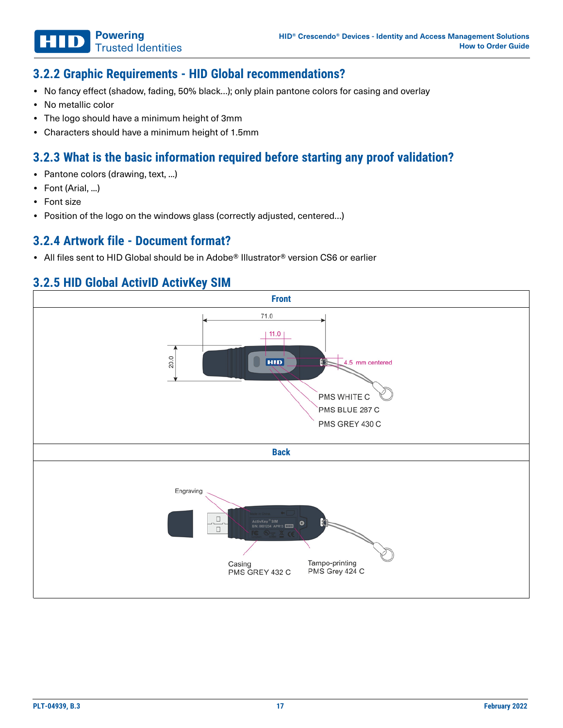### 3.2.2 Graphic Requirements - HID Global recommendations?

- No fancy effect (shadow, fading, 50% black…); only plain pantone colors for casing and overlay
- No metallic color
- The logo should have a minimum height of 3mm
- Characters should have a minimum height of 1.5mm

### 3.2.3 What is the basic information required before starting any proof validation?

- Pantone colors (drawing, text, …)
- Font (Arial, …)
- Font size
- Position of the logo on the windows glass (correctly adjusted, centered…)

### 3.2.4 Artwork file - Document format?

- All files sent to HID Global should be in Adobe® Illustrator® version CS6 or earlier

### 3.2.5 HID Global ActivID ActivKey SIM

| Front |
|---|
| 71.0; 11.0; 20.0; 4.5 mm centered; PMS WHITE C; PMS BLUE 287 C; PMS GREY 430 C |
| **Back** |
| Engraving; Casing PMS GREY 432 C; Tampo-printing PMS Grey 424 C |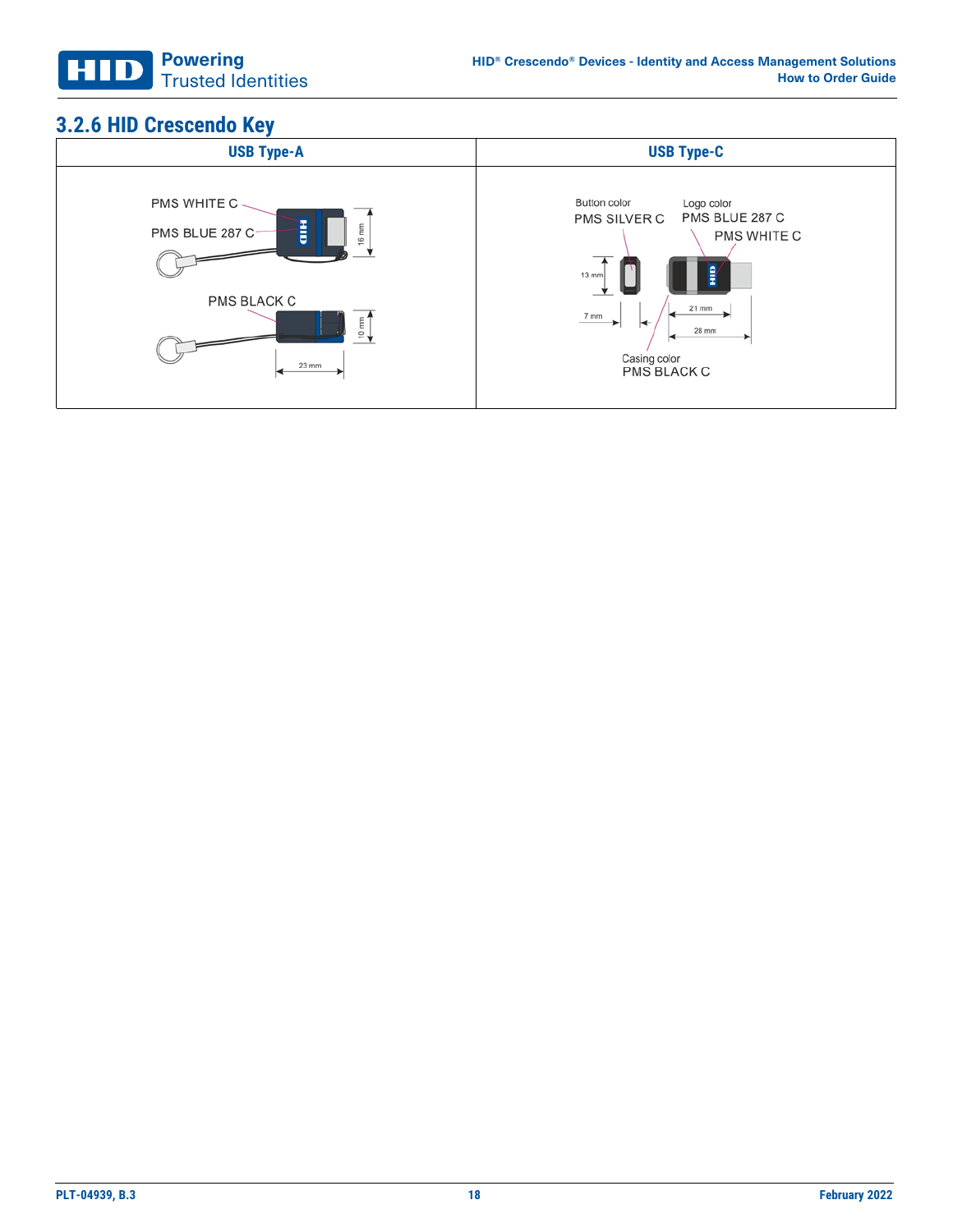### 3.2.6 HID Crescendo Key

| USB Type-A | USB Type-C |
|---|---|
| PMS WHITE C<br>PMS BLUE 287 C<br>16 mm<br>PMS BLACK C<br>10 mm<br>23 mm | Button color<br>PMS SILVER C<br>Logo color<br>PMS BLUE 287 C<br>PMS WHITE C<br>13 mm<br>7 mm<br>21 mm<br>28 mm<br>Casing color<br>PMS BLACK C |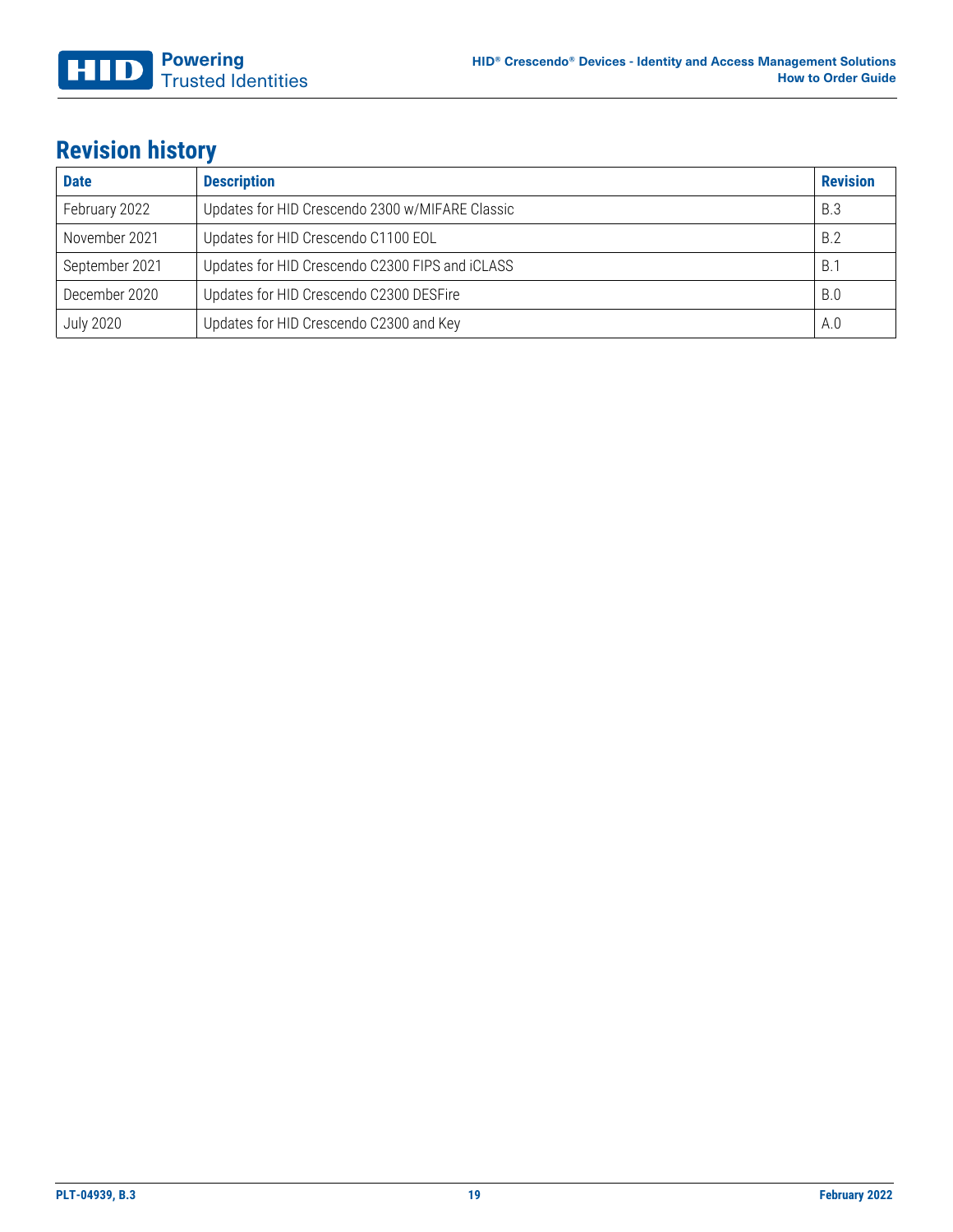## Revision history

| Date | Description | Revision |
|---|---|---|
| February 2022 | Updates for HID Crescendo 2300 w/MIFARE Classic | B.3 |
| November 2021 | Updates for HID Crescendo C1100 EOL | B.2 |
| September 2021 | Updates for HID Crescendo C2300 FIPS and iCLASS | B.1 |
| December 2020 | Updates for HID Crescendo C2300 DESFire | B.0 |
| July 2020 | Updates for HID Crescendo C2300 and Key | A.0 |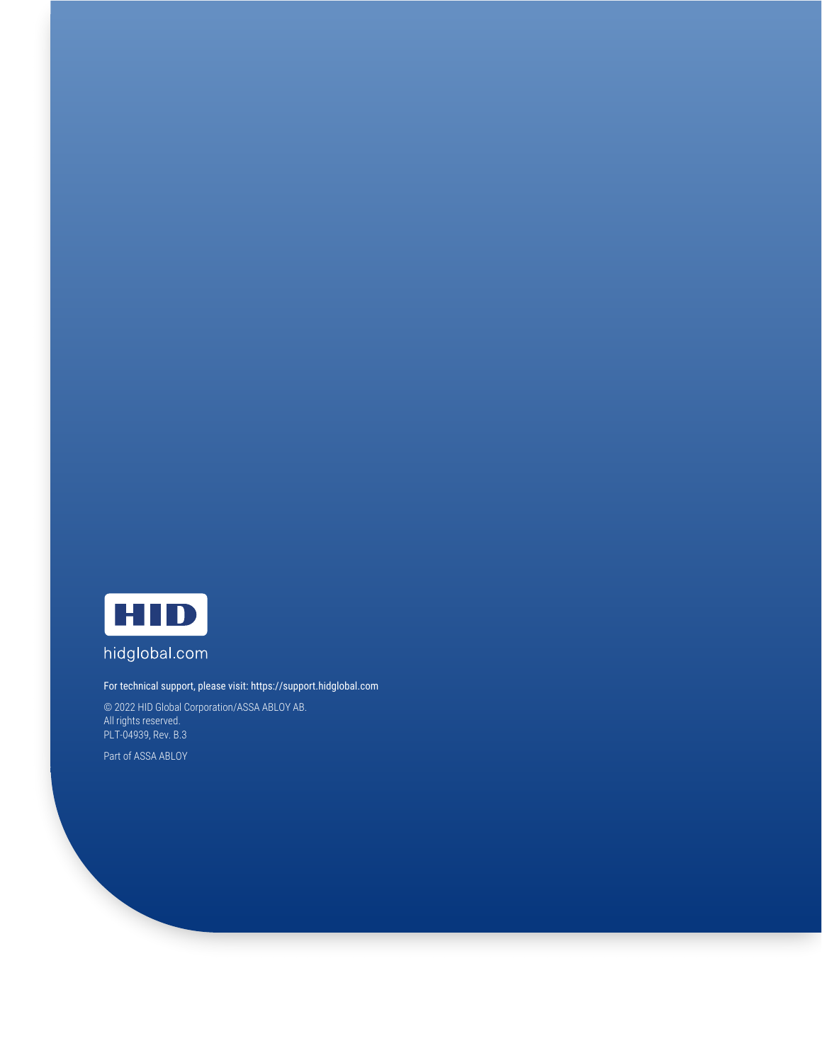HID

hidglobal.com

For technical support, please visit: https://support.hidglobal.com

© 2022 HID Global Corporation/ASSA ABLOY AB.
All rights reserved.
PLT-04939, Rev. B.3

Part of ASSA ABLOY